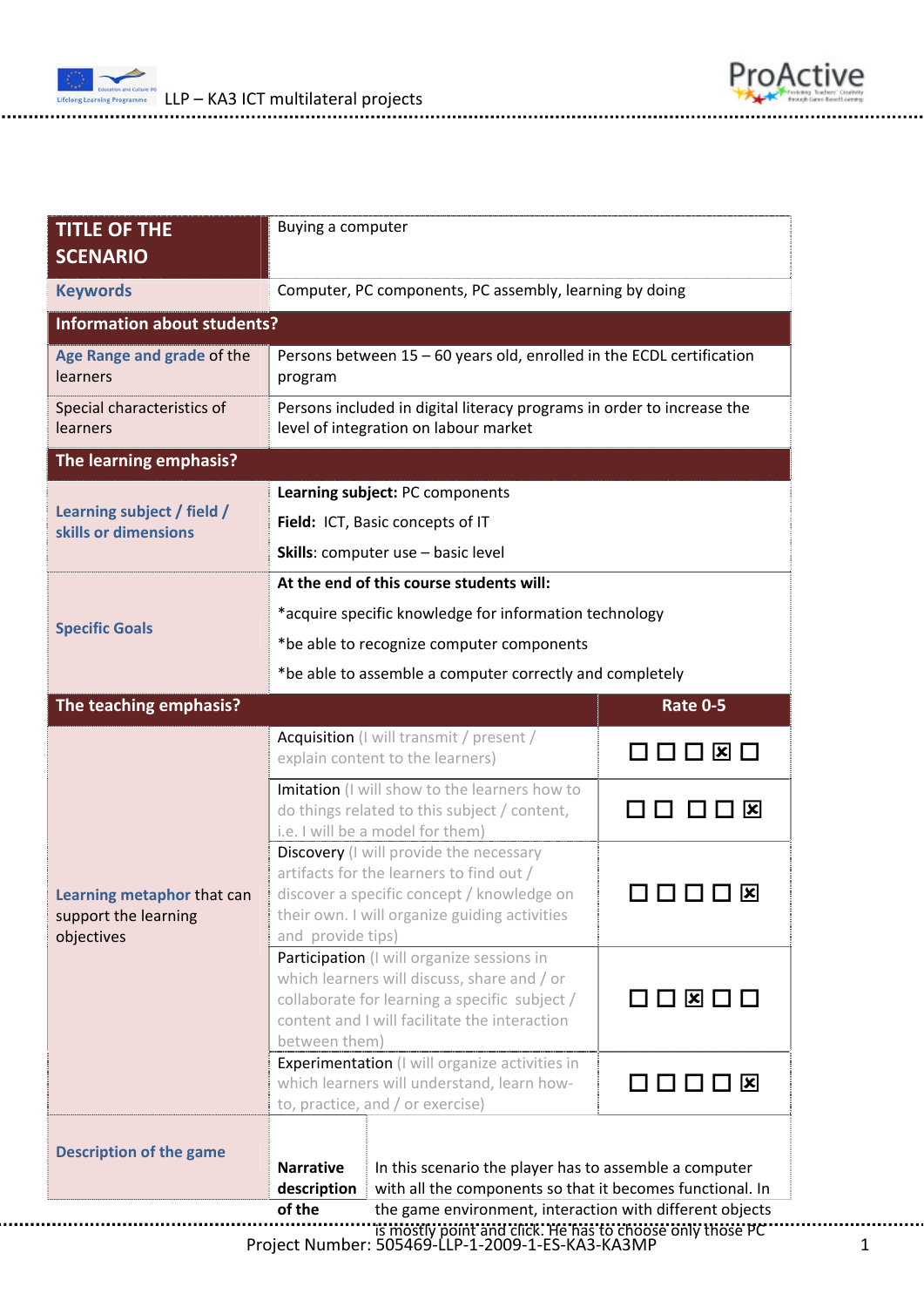| TITLE OF THE SCENARIO | Buying a computer | |
|---|---|---|
| **Keywords** | Computer, PC components, PC assembly, learning by doing | |
| **Information about students?** | | |
| **Age Range and grade** of the learners | Persons between 15 – 60 years old, enrolled in the ECDL certification program | |
| Special characteristics of learners | Persons included in digital literacy programs in order to increase the level of integration on labour market | |
| **The learning emphasis?** | | |
| **Learning subject / field / skills or dimensions** | **Learning subject:** PC components<br><br>**Field:** ICT, Basic concepts of IT<br><br>**Skills**: computer use – basic level | |
| **Specific Goals** | **At the end of this course students will:**<br><br>*acquire specific knowledge for information technology<br><br>*be able to recognize computer components<br><br>*be able to assemble a computer correctly and completely | |
| **The teaching emphasis?** | | **Rate 0-5** |
| **Learning metaphor** that can support the learning objectives | Acquisition (I will transmit / present / explain content to the learners) | ☐ ☐ ☐ ☒ ☐ |
| | Imitation (I will show to the learners how to do things related to this subject / content, i.e. I will be a model for them) | ☐ ☐ ☐ ☐ ☒ |
| | Discovery (I will provide the necessary artifacts for the learners to find out / discover a specific concept / knowledge on their own. I will organize guiding activities and provide tips) | ☐ ☐ ☐ ☐ ☒ |
| | Participation (I will organize sessions in which learners will discuss, share and / or collaborate for learning a specific subject / content and I will facilitate the interaction between them) | ☐ ☐ ☒ ☐ ☐ |
| | Experimentation (I will organize activities in which learners will understand, learn how-to, practice, and / or exercise) | ☐ ☐ ☐ ☐ ☒ |
| **Description of the game** | **Narrative description of the** | In this scenario the player has to assemble a computer with all the components so that it becomes functional. In the game environment, interaction with different objects is mostly point and click. He has to choose only those PC |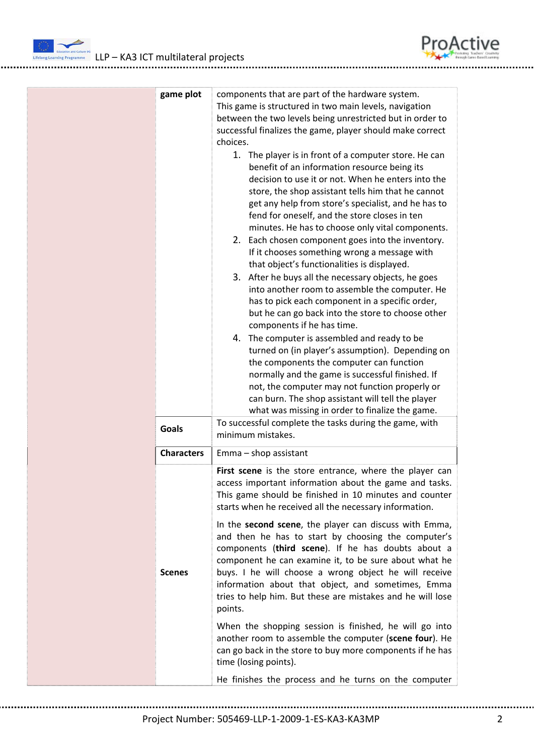| | | |
|---|---|---|
| | **game plot** | components that are part of the hardware system.<br>This game is structured in two main levels, navigation between the two levels being unrestricted but in order to successful finalizes the game, player should make correct choices.<br>1. The player is in front of a computer store. He can benefit of an information resource being its decision to use it or not. When he enters into the store, the shop assistant tells him that he cannot get any help from store's specialist, and he has to fend for oneself, and the store closes in ten minutes. He has to choose only vital components.<br>2. Each chosen component goes into the inventory. If it chooses something wrong a message with that object's functionalities is displayed.<br>3. After he buys all the necessary objects, he goes into another room to assemble the computer. He has to pick each component in a specific order, but he can go back into the store to choose other components if he has time.<br>4. The computer is assembled and ready to be turned on (in player's assumption). Depending on the components the computer can function normally and the game is successful finished. If not, the computer may not function properly or can burn. The shop assistant will tell the player what was missing in order to finalize the game. |
| | **Goals** | To successful complete the tasks during the game, with minimum mistakes. |
| | **Characters** | Emma – shop assistant |
| | **Scenes** | **First scene** is the store entrance, where the player can access important information about the game and tasks. This game should be finished in 10 minutes and counter starts when he received all the necessary information.<br><br>In the **second scene**, the player can discuss with Emma, and then he has to start by choosing the computer's components (**third scene**). If he has doubts about a component he can examine it, to be sure about what he buys. I he will choose a wrong object he will receive information about that object, and sometimes, Emma tries to help him. But these are mistakes and he will lose points.<br><br>When the shopping session is finished, he will go into another room to assemble the computer (**scene four**). He can go back in the store to buy more components if he has time (losing points).<br><br>He finishes the process and he turns on the computer |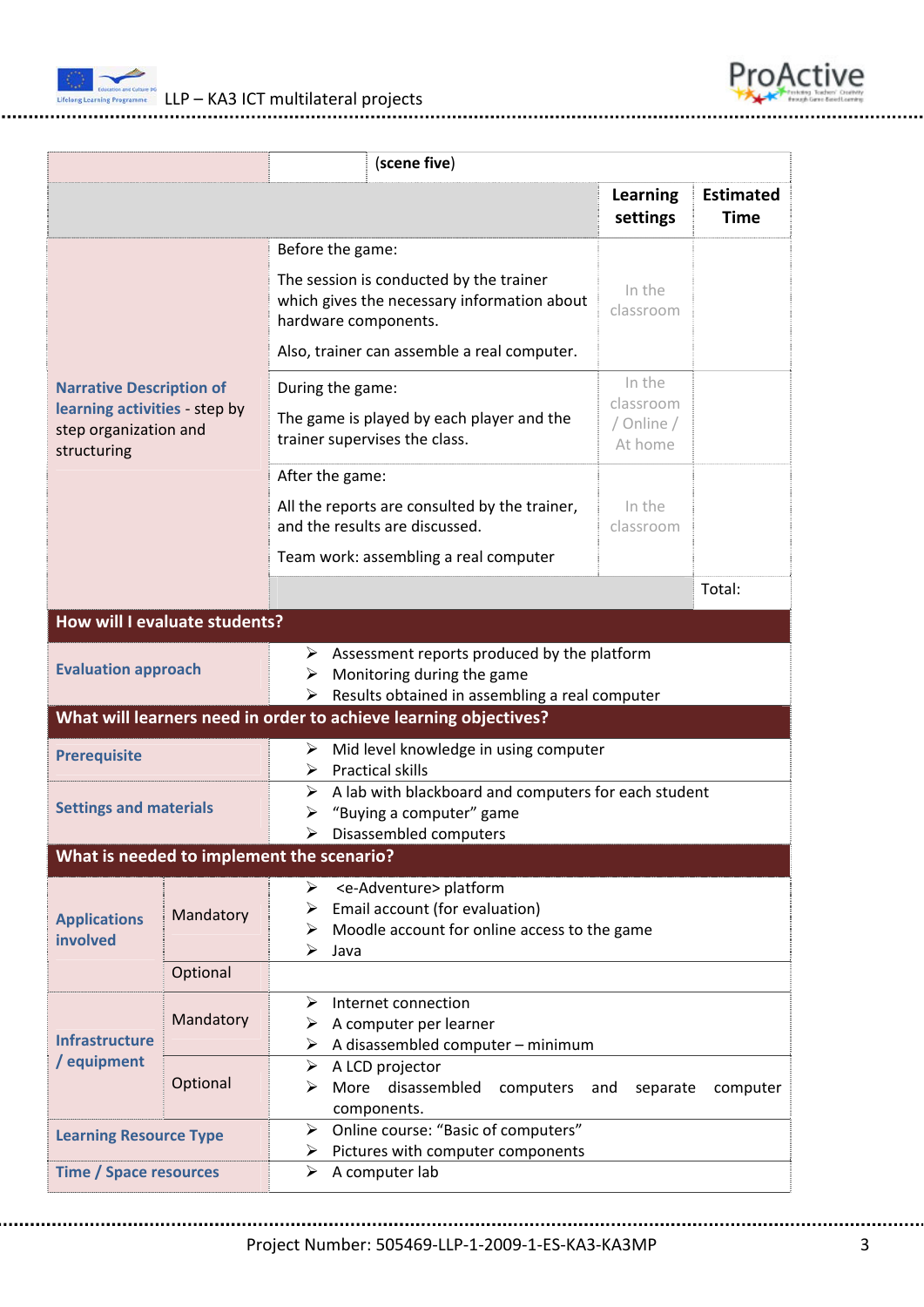| | (scene five) | | |
|---|---|---|---|
| | | **Learning settings** | **Estimated Time** |
| **Narrative Description of learning activities** - step by step organization and structuring | Before the game:<br><br>The session is conducted by the trainer which gives the necessary information about hardware components.<br><br>Also, trainer can assemble a real computer. | In the classroom | |
| | During the game:<br><br>The game is played by each player and the trainer supervises the class. | In the classroom / Online / At home | |
| | After the game:<br><br>All the reports are consulted by the trainer, and the results are discussed.<br><br>Team work: assembling a real computer | In the classroom | |
| | | | Total: |

**How will I evaluate students?**

| | |
|---|---|
| **Evaluation approach** | ➢ Assessment reports produced by the platform<br>➢ Monitoring during the game<br>➢ Results obtained in assembling a real computer |

**What will learners need in order to achieve learning objectives?**

| | |
|---|---|
| **Prerequisite** | ➢ Mid level knowledge in using computer<br>➢ Practical skills |
| **Settings and materials** | ➢ A lab with blackboard and computers for each student<br>➢ "Buying a computer" game<br>➢ Disassembled computers |

**What is needed to implement the scenario?**

| | | |
|---|---|---|
| **Applications involved** | Mandatory | ➢ <e-Adventure> platform<br>➢ Email account (for evaluation)<br>➢ Moodle account for online access to the game<br>➢ Java |
| | Optional | |
| **Infrastructure / equipment** | Mandatory | ➢ Internet connection<br>➢ A computer per learner<br>➢ A disassembled computer – minimum |
| | Optional | ➢ A LCD projector<br>➢ More disassembled computers and separate computer components. |
| **Learning Resource Type** | | ➢ Online course: "Basic of computers"<br>➢ Pictures with computer components |
| **Time / Space resources** | | ➢ A computer lab |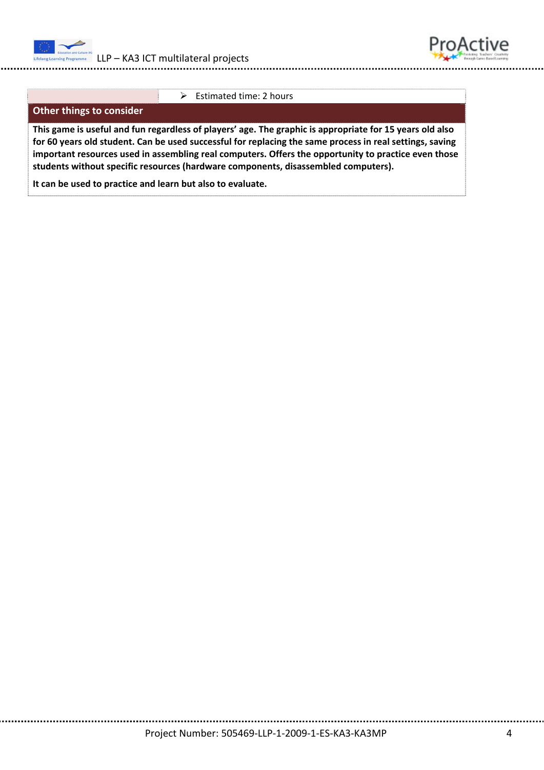| | |
|---|---|
| | ➢ Estimated time: 2 hours |

## Other things to consider

**This game is useful and fun regardless of players' age. The graphic is appropriate for 15 years old also for 60 years old student. Can be used successful for replacing the same process in real settings, saving important resources used in assembling real computers. Offers the opportunity to practice even those students without specific resources (hardware components, disassembled computers).**

**It can be used to practice and learn but also to evaluate.**